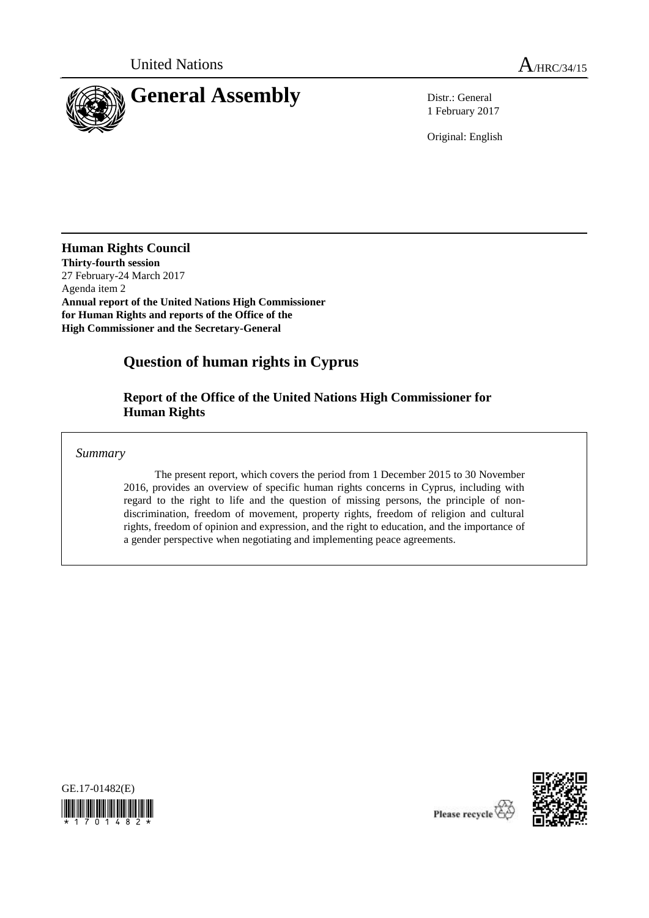United Nations

A/HRC/34/15

# General Assembly

Distr.: General
1 February 2017

Original: English

**Human Rights Council**
**Thirty-fourth session**
27 February-24 March 2017
Agenda item 2
**Annual report of the United Nations High Commissioner for Human Rights and reports of the Office of the High Commissioner and the Secretary-General**

## Question of human rights in Cyprus

### Report of the Office of the United Nations High Commissioner for Human Rights

*Summary*

The present report, which covers the period from 1 December 2015 to 30 November 2016, provides an overview of specific human rights concerns in Cyprus, including with regard to the right to life and the question of missing persons, the principle of non-discrimination, freedom of movement, property rights, freedom of religion and cultural rights, freedom of opinion and expression, and the right to education, and the importance of a gender perspective when negotiating and implementing peace agreements.

GE.17-01482(E)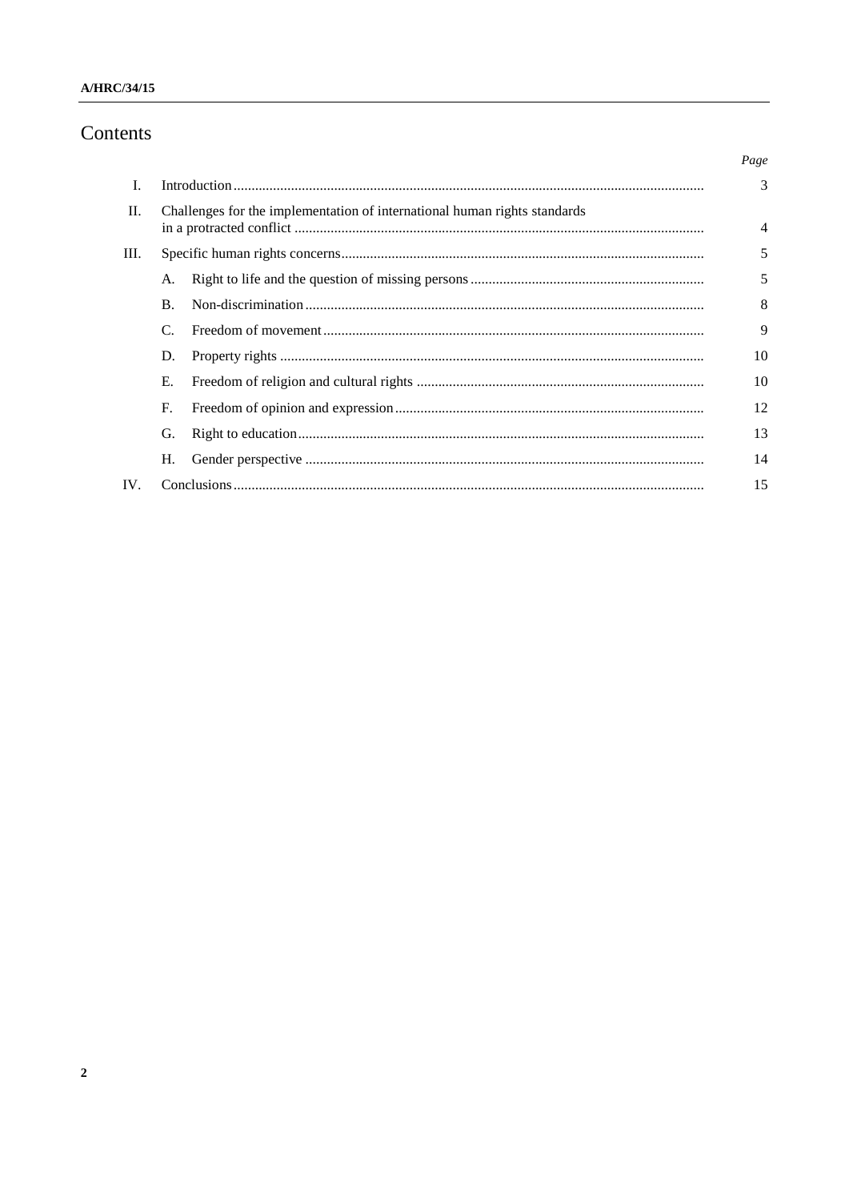# Contents

| | | | Page |
|---|---|---|---|
| I. | Introduction | | 3 |
| II. | Challenges for the implementation of international human rights standards in a protracted conflict | | 4 |
| III. | Specific human rights concerns | | 5 |
| | A. | Right to life and the question of missing persons | 5 |
| | B. | Non-discrimination | 8 |
| | C. | Freedom of movement | 9 |
| | D. | Property rights | 10 |
| | E. | Freedom of religion and cultural rights | 10 |
| | F. | Freedom of opinion and expression | 12 |
| | G. | Right to education | 13 |
| | H. | Gender perspective | 14 |
| IV. | Conclusions | | 15 |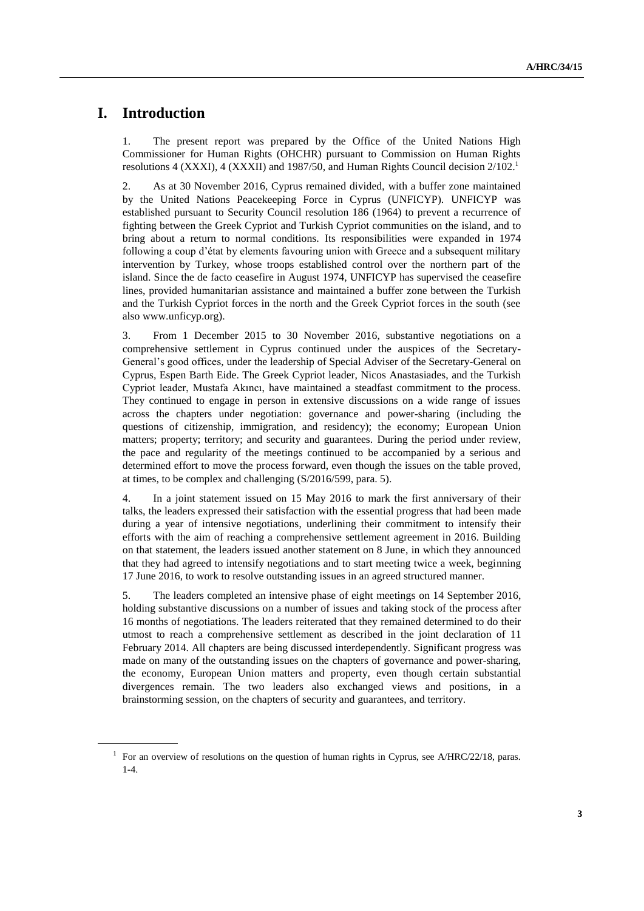# I. Introduction

1. The present report was prepared by the Office of the United Nations High Commissioner for Human Rights (OHCHR) pursuant to Commission on Human Rights resolutions 4 (XXXI), 4 (XXXII) and 1987/50, and Human Rights Council decision 2/102.[1]

2. As at 30 November 2016, Cyprus remained divided, with a buffer zone maintained by the United Nations Peacekeeping Force in Cyprus (UNFICYP). UNFICYP was established pursuant to Security Council resolution 186 (1964) to prevent a recurrence of fighting between the Greek Cypriot and Turkish Cypriot communities on the island, and to bring about a return to normal conditions. Its responsibilities were expanded in 1974 following a coup d'état by elements favouring union with Greece and a subsequent military intervention by Turkey, whose troops established control over the northern part of the island. Since the de facto ceasefire in August 1974, UNFICYP has supervised the ceasefire lines, provided humanitarian assistance and maintained a buffer zone between the Turkish and the Turkish Cypriot forces in the north and the Greek Cypriot forces in the south (see also www.unficyp.org).

3. From 1 December 2015 to 30 November 2016, substantive negotiations on a comprehensive settlement in Cyprus continued under the auspices of the Secretary-General's good offices, under the leadership of Special Adviser of the Secretary-General on Cyprus, Espen Barth Eide. The Greek Cypriot leader, Nicos Anastasiades, and the Turkish Cypriot leader, Mustafa Akıncı, have maintained a steadfast commitment to the process. They continued to engage in person in extensive discussions on a wide range of issues across the chapters under negotiation: governance and power-sharing (including the questions of citizenship, immigration, and residency); the economy; European Union matters; property; territory; and security and guarantees. During the period under review, the pace and regularity of the meetings continued to be accompanied by a serious and determined effort to move the process forward, even though the issues on the table proved, at times, to be complex and challenging (S/2016/599, para. 5).

4. In a joint statement issued on 15 May 2016 to mark the first anniversary of their talks, the leaders expressed their satisfaction with the essential progress that had been made during a year of intensive negotiations, underlining their commitment to intensify their efforts with the aim of reaching a comprehensive settlement agreement in 2016. Building on that statement, the leaders issued another statement on 8 June, in which they announced that they had agreed to intensify negotiations and to start meeting twice a week, beginning 17 June 2016, to work to resolve outstanding issues in an agreed structured manner.

5. The leaders completed an intensive phase of eight meetings on 14 September 2016, holding substantive discussions on a number of issues and taking stock of the process after 16 months of negotiations. The leaders reiterated that they remained determined to do their utmost to reach a comprehensive settlement as described in the joint declaration of 11 February 2014. All chapters are being discussed interdependently. Significant progress was made on many of the outstanding issues on the chapters of governance and power-sharing, the economy, European Union matters and property, even though certain substantial divergences remain. The two leaders also exchanged views and positions, in a brainstorming session, on the chapters of security and guarantees, and territory.

[1] For an overview of resolutions on the question of human rights in Cyprus, see A/HRC/22/18, paras. 1-4.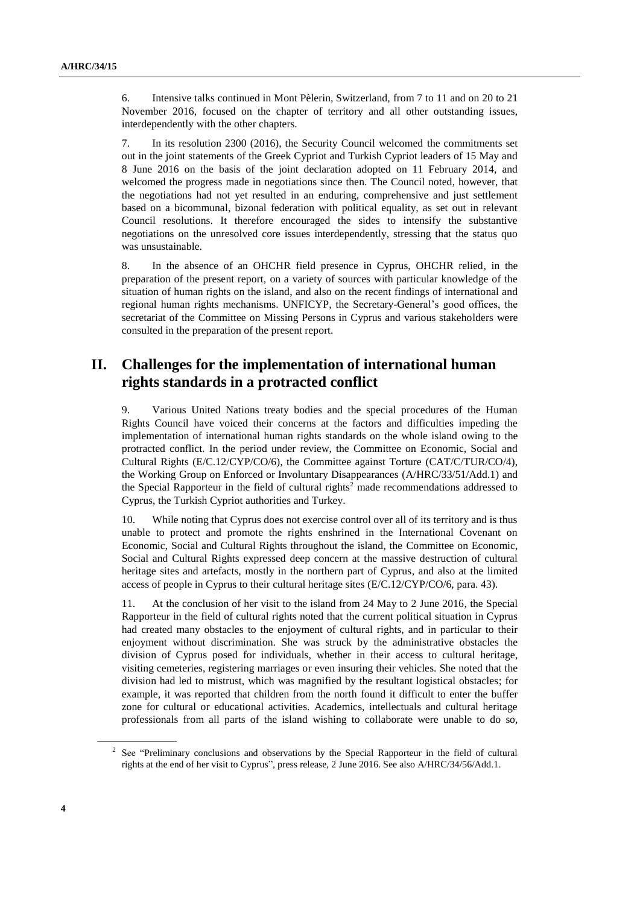6. Intensive talks continued in Mont Pèlerin, Switzerland, from 7 to 11 and on 20 to 21 November 2016, focused on the chapter of territory and all other outstanding issues, interdependently with the other chapters.

7. In its resolution 2300 (2016), the Security Council welcomed the commitments set out in the joint statements of the Greek Cypriot and Turkish Cypriot leaders of 15 May and 8 June 2016 on the basis of the joint declaration adopted on 11 February 2014, and welcomed the progress made in negotiations since then. The Council noted, however, that the negotiations had not yet resulted in an enduring, comprehensive and just settlement based on a bicommunal, bizonal federation with political equality, as set out in relevant Council resolutions. It therefore encouraged the sides to intensify the substantive negotiations on the unresolved core issues interdependently, stressing that the status quo was unsustainable.

8. In the absence of an OHCHR field presence in Cyprus, OHCHR relied, in the preparation of the present report, on a variety of sources with particular knowledge of the situation of human rights on the island, and also on the recent findings of international and regional human rights mechanisms. UNFICYP, the Secretary-General's good offices, the secretariat of the Committee on Missing Persons in Cyprus and various stakeholders were consulted in the preparation of the present report.

## II. Challenges for the implementation of international human rights standards in a protracted conflict

9. Various United Nations treaty bodies and the special procedures of the Human Rights Council have voiced their concerns at the factors and difficulties impeding the implementation of international human rights standards on the whole island owing to the protracted conflict. In the period under review, the Committee on Economic, Social and Cultural Rights (E/C.12/CYP/CO/6), the Committee against Torture (CAT/C/TUR/CO/4), the Working Group on Enforced or Involuntary Disappearances (A/HRC/33/51/Add.1) and the Special Rapporteur in the field of cultural rights[2] made recommendations addressed to Cyprus, the Turkish Cypriot authorities and Turkey.

10. While noting that Cyprus does not exercise control over all of its territory and is thus unable to protect and promote the rights enshrined in the International Covenant on Economic, Social and Cultural Rights throughout the island, the Committee on Economic, Social and Cultural Rights expressed deep concern at the massive destruction of cultural heritage sites and artefacts, mostly in the northern part of Cyprus, and also at the limited access of people in Cyprus to their cultural heritage sites (E/C.12/CYP/CO/6, para. 43).

11. At the conclusion of her visit to the island from 24 May to 2 June 2016, the Special Rapporteur in the field of cultural rights noted that the current political situation in Cyprus had created many obstacles to the enjoyment of cultural rights, and in particular to their enjoyment without discrimination. She was struck by the administrative obstacles the division of Cyprus posed for individuals, whether in their access to cultural heritage, visiting cemeteries, registering marriages or even insuring their vehicles. She noted that the division had led to mistrust, which was magnified by the resultant logistical obstacles; for example, it was reported that children from the north found it difficult to enter the buffer zone for cultural or educational activities. Academics, intellectuals and cultural heritage professionals from all parts of the island wishing to collaborate were unable to do so,

[2] See "Preliminary conclusions and observations by the Special Rapporteur in the field of cultural rights at the end of her visit to Cyprus", press release, 2 June 2016. See also A/HRC/34/56/Add.1.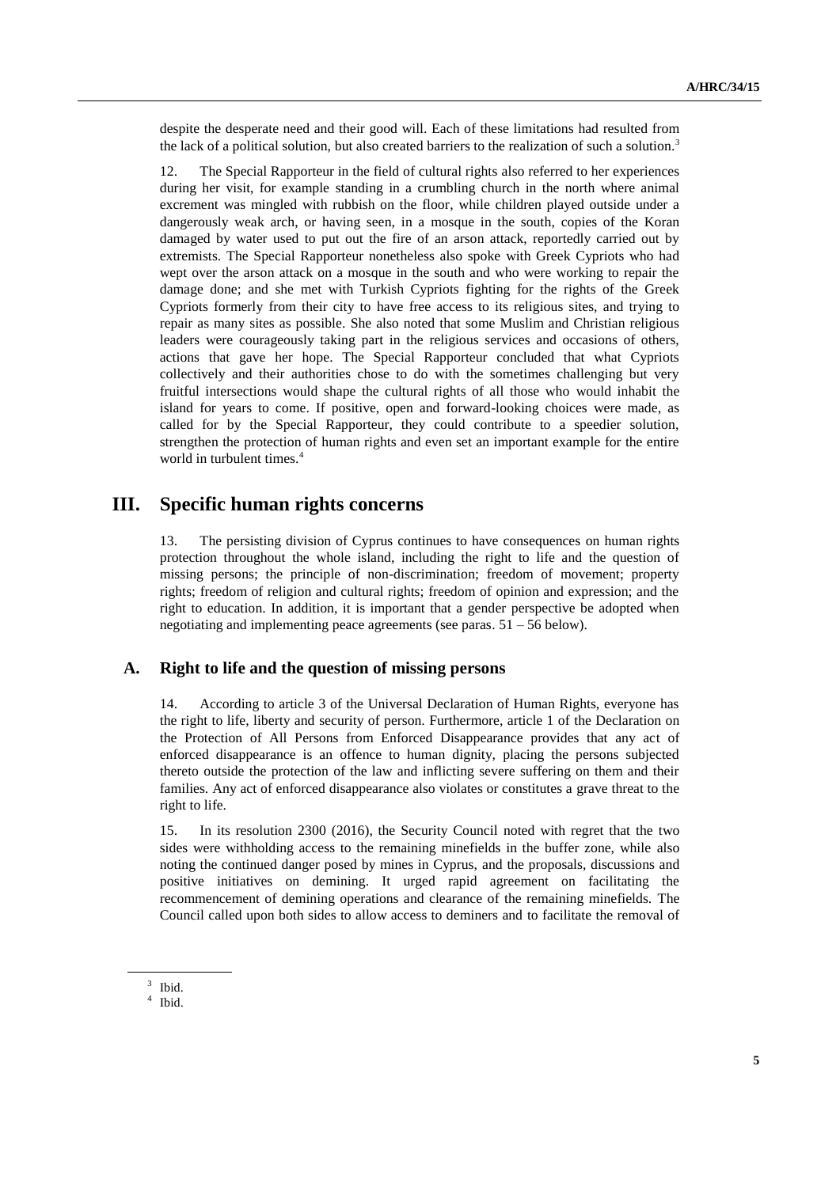despite the desperate need and their good will. Each of these limitations had resulted from the lack of a political solution, but also created barriers to the realization of such a solution.[3]

12. The Special Rapporteur in the field of cultural rights also referred to her experiences during her visit, for example standing in a crumbling church in the north where animal excrement was mingled with rubbish on the floor, while children played outside under a dangerously weak arch, or having seen, in a mosque in the south, copies of the Koran damaged by water used to put out the fire of an arson attack, reportedly carried out by extremists. The Special Rapporteur nonetheless also spoke with Greek Cypriots who had wept over the arson attack on a mosque in the south and who were working to repair the damage done; and she met with Turkish Cypriots fighting for the rights of the Greek Cypriots formerly from their city to have free access to its religious sites, and trying to repair as many sites as possible. She also noted that some Muslim and Christian religious leaders were courageously taking part in the religious services and occasions of others, actions that gave her hope. The Special Rapporteur concluded that what Cypriots collectively and their authorities chose to do with the sometimes challenging but very fruitful intersections would shape the cultural rights of all those who would inhabit the island for years to come. If positive, open and forward-looking choices were made, as called for by the Special Rapporteur, they could contribute to a speedier solution, strengthen the protection of human rights and even set an important example for the entire world in turbulent times.[4]

# III. Specific human rights concerns

13. The persisting division of Cyprus continues to have consequences on human rights protection throughout the whole island, including the right to life and the question of missing persons; the principle of non-discrimination; freedom of movement; property rights; freedom of religion and cultural rights; freedom of opinion and expression; and the right to education. In addition, it is important that a gender perspective be adopted when negotiating and implementing peace agreements (see paras. 51 – 56 below).

## A. Right to life and the question of missing persons

14. According to article 3 of the Universal Declaration of Human Rights, everyone has the right to life, liberty and security of person. Furthermore, article 1 of the Declaration on the Protection of All Persons from Enforced Disappearance provides that any act of enforced disappearance is an offence to human dignity, placing the persons subjected thereto outside the protection of the law and inflicting severe suffering on them and their families. Any act of enforced disappearance also violates or constitutes a grave threat to the right to life.

15. In its resolution 2300 (2016), the Security Council noted with regret that the two sides were withholding access to the remaining minefields in the buffer zone, while also noting the continued danger posed by mines in Cyprus, and the proposals, discussions and positive initiatives on demining. It urged rapid agreement on facilitating the recommencement of demining operations and clearance of the remaining minefields. The Council called upon both sides to allow access to deminers and to facilitate the removal of

[3] Ibid.

[4] Ibid.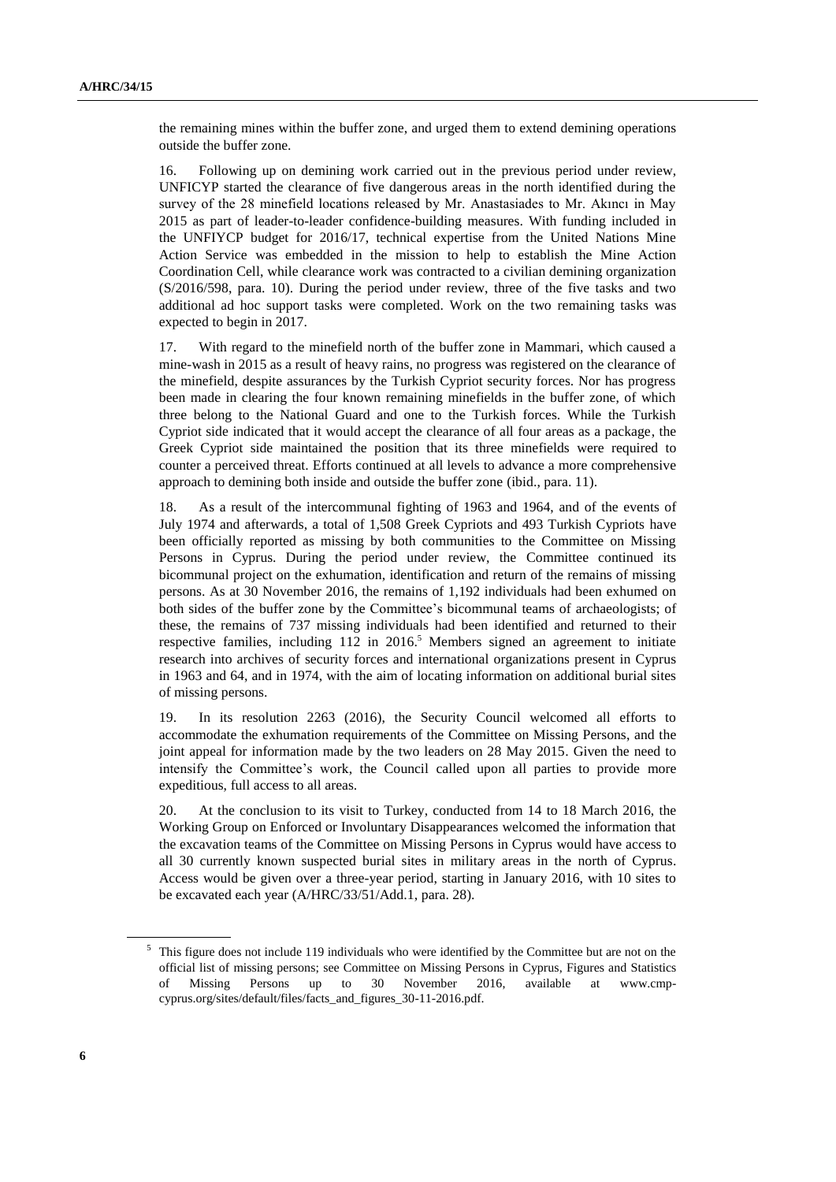the remaining mines within the buffer zone, and urged them to extend demining operations outside the buffer zone.

16. Following up on demining work carried out in the previous period under review, UNFICYP started the clearance of five dangerous areas in the north identified during the survey of the 28 minefield locations released by Mr. Anastasiades to Mr. Akıncı in May 2015 as part of leader-to-leader confidence-building measures. With funding included in the UNFIYCP budget for 2016/17, technical expertise from the United Nations Mine Action Service was embedded in the mission to help to establish the Mine Action Coordination Cell, while clearance work was contracted to a civilian demining organization (S/2016/598, para. 10). During the period under review, three of the five tasks and two additional ad hoc support tasks were completed. Work on the two remaining tasks was expected to begin in 2017.

17. With regard to the minefield north of the buffer zone in Mammari, which caused a mine-wash in 2015 as a result of heavy rains, no progress was registered on the clearance of the minefield, despite assurances by the Turkish Cypriot security forces. Nor has progress been made in clearing the four known remaining minefields in the buffer zone, of which three belong to the National Guard and one to the Turkish forces. While the Turkish Cypriot side indicated that it would accept the clearance of all four areas as a package, the Greek Cypriot side maintained the position that its three minefields were required to counter a perceived threat. Efforts continued at all levels to advance a more comprehensive approach to demining both inside and outside the buffer zone (ibid., para. 11).

18. As a result of the intercommunal fighting of 1963 and 1964, and of the events of July 1974 and afterwards, a total of 1,508 Greek Cypriots and 493 Turkish Cypriots have been officially reported as missing by both communities to the Committee on Missing Persons in Cyprus. During the period under review, the Committee continued its bicommunal project on the exhumation, identification and return of the remains of missing persons. As at 30 November 2016, the remains of 1,192 individuals had been exhumed on both sides of the buffer zone by the Committee's bicommunal teams of archaeologists; of these, the remains of 737 missing individuals had been identified and returned to their respective families, including 112 in 2016.[5] Members signed an agreement to initiate research into archives of security forces and international organizations present in Cyprus in 1963 and 64, and in 1974, with the aim of locating information on additional burial sites of missing persons.

19. In its resolution 2263 (2016), the Security Council welcomed all efforts to accommodate the exhumation requirements of the Committee on Missing Persons, and the joint appeal for information made by the two leaders on 28 May 2015. Given the need to intensify the Committee's work, the Council called upon all parties to provide more expeditious, full access to all areas.

20. At the conclusion to its visit to Turkey, conducted from 14 to 18 March 2016, the Working Group on Enforced or Involuntary Disappearances welcomed the information that the excavation teams of the Committee on Missing Persons in Cyprus would have access to all 30 currently known suspected burial sites in military areas in the north of Cyprus. Access would be given over a three-year period, starting in January 2016, with 10 sites to be excavated each year (A/HRC/33/51/Add.1, para. 28).

---

[5] This figure does not include 119 individuals who were identified by the Committee but are not on the official list of missing persons; see Committee on Missing Persons in Cyprus, Figures and Statistics of Missing Persons up to 30 November 2016, available at www.cmp-cyprus.org/sites/default/files/facts_and_figures_30-11-2016.pdf.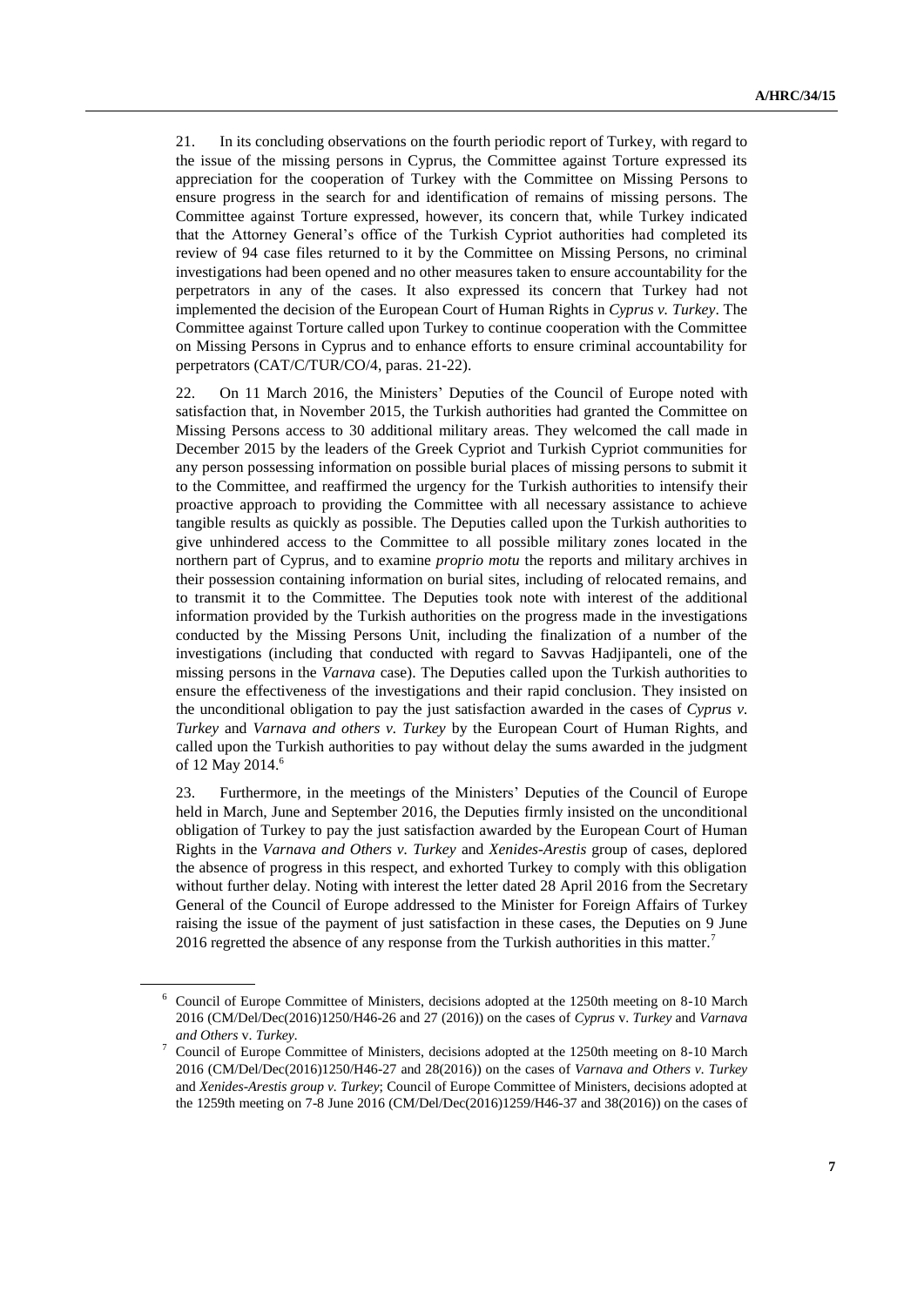21. In its concluding observations on the fourth periodic report of Turkey, with regard to the issue of the missing persons in Cyprus, the Committee against Torture expressed its appreciation for the cooperation of Turkey with the Committee on Missing Persons to ensure progress in the search for and identification of remains of missing persons. The Committee against Torture expressed, however, its concern that, while Turkey indicated that the Attorney General's office of the Turkish Cypriot authorities had completed its review of 94 case files returned to it by the Committee on Missing Persons, no criminal investigations had been opened and no other measures taken to ensure accountability for the perpetrators in any of the cases. It also expressed its concern that Turkey had not implemented the decision of the European Court of Human Rights in *Cyprus v. Turkey*. The Committee against Torture called upon Turkey to continue cooperation with the Committee on Missing Persons in Cyprus and to enhance efforts to ensure criminal accountability for perpetrators (CAT/C/TUR/CO/4, paras. 21-22).

22. On 11 March 2016, the Ministers' Deputies of the Council of Europe noted with satisfaction that, in November 2015, the Turkish authorities had granted the Committee on Missing Persons access to 30 additional military areas. They welcomed the call made in December 2015 by the leaders of the Greek Cypriot and Turkish Cypriot communities for any person possessing information on possible burial places of missing persons to submit it to the Committee, and reaffirmed the urgency for the Turkish authorities to intensify their proactive approach to providing the Committee with all necessary assistance to achieve tangible results as quickly as possible. The Deputies called upon the Turkish authorities to give unhindered access to the Committee to all possible military zones located in the northern part of Cyprus, and to examine *proprio motu* the reports and military archives in their possession containing information on burial sites, including of relocated remains, and to transmit it to the Committee. The Deputies took note with interest of the additional information provided by the Turkish authorities on the progress made in the investigations conducted by the Missing Persons Unit, including the finalization of a number of the investigations (including that conducted with regard to Savvas Hadjipanteli, one of the missing persons in the *Varnava* case). The Deputies called upon the Turkish authorities to ensure the effectiveness of the investigations and their rapid conclusion. They insisted on the unconditional obligation to pay the just satisfaction awarded in the cases of *Cyprus v. Turkey* and *Varnava and others v. Turkey* by the European Court of Human Rights, and called upon the Turkish authorities to pay without delay the sums awarded in the judgment of 12 May 2014.[6]

23. Furthermore, in the meetings of the Ministers' Deputies of the Council of Europe held in March, June and September 2016, the Deputies firmly insisted on the unconditional obligation of Turkey to pay the just satisfaction awarded by the European Court of Human Rights in the *Varnava and Others v. Turkey* and *Xenides-Arestis* group of cases, deplored the absence of progress in this respect, and exhorted Turkey to comply with this obligation without further delay. Noting with interest the letter dated 28 April 2016 from the Secretary General of the Council of Europe addressed to the Minister for Foreign Affairs of Turkey raising the issue of the payment of just satisfaction in these cases, the Deputies on 9 June 2016 regretted the absence of any response from the Turkish authorities in this matter.[7]

[6] Council of Europe Committee of Ministers, decisions adopted at the 1250th meeting on 8-10 March 2016 (CM/Del/Dec(2016)1250/H46-26 and 27 (2016)) on the cases of *Cyprus* v. *Turkey* and *Varnava and Others* v. *Turkey*.

[7] Council of Europe Committee of Ministers, decisions adopted at the 1250th meeting on 8-10 March 2016 (CM/Del/Dec(2016)1250/H46-27 and 28(2016)) on the cases of *Varnava and Others v. Turkey* and *Xenides-Arestis group v. Turkey*; Council of Europe Committee of Ministers, decisions adopted at the 1259th meeting on 7-8 June 2016 (CM/Del/Dec(2016)1259/H46-37 and 38(2016)) on the cases of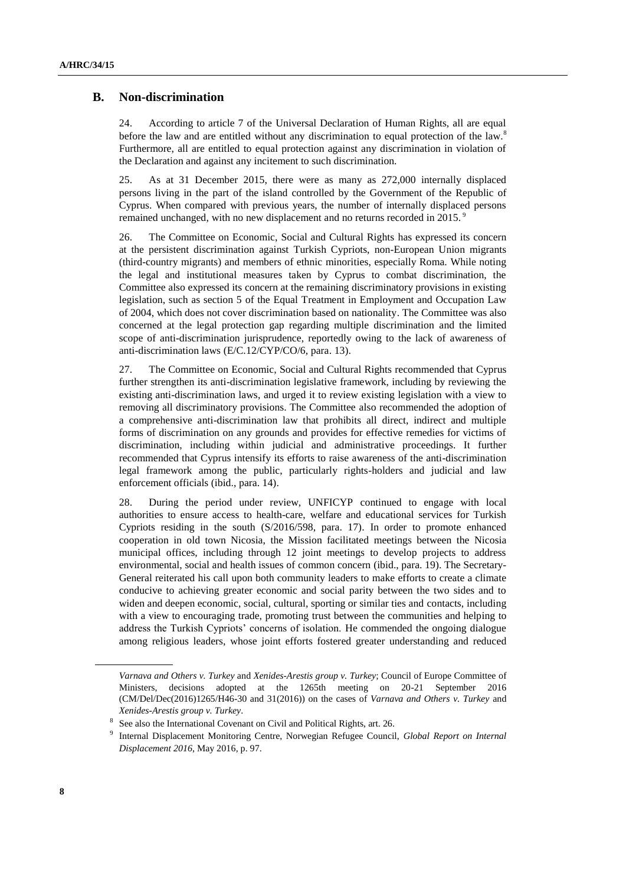## B. Non-discrimination

24. According to article 7 of the Universal Declaration of Human Rights, all are equal before the law and are entitled without any discrimination to equal protection of the law.[8] Furthermore, all are entitled to equal protection against any discrimination in violation of the Declaration and against any incitement to such discrimination.

25. As at 31 December 2015, there were as many as 272,000 internally displaced persons living in the part of the island controlled by the Government of the Republic of Cyprus. When compared with previous years, the number of internally displaced persons remained unchanged, with no new displacement and no returns recorded in 2015.[9]

26. The Committee on Economic, Social and Cultural Rights has expressed its concern at the persistent discrimination against Turkish Cypriots, non-European Union migrants (third-country migrants) and members of ethnic minorities, especially Roma. While noting the legal and institutional measures taken by Cyprus to combat discrimination, the Committee also expressed its concern at the remaining discriminatory provisions in existing legislation, such as section 5 of the Equal Treatment in Employment and Occupation Law of 2004, which does not cover discrimination based on nationality. The Committee was also concerned at the legal protection gap regarding multiple discrimination and the limited scope of anti-discrimination jurisprudence, reportedly owing to the lack of awareness of anti-discrimination laws (E/C.12/CYP/CO/6, para. 13).

27. The Committee on Economic, Social and Cultural Rights recommended that Cyprus further strengthen its anti-discrimination legislative framework, including by reviewing the existing anti-discrimination laws, and urged it to review existing legislation with a view to removing all discriminatory provisions. The Committee also recommended the adoption of a comprehensive anti-discrimination law that prohibits all direct, indirect and multiple forms of discrimination on any grounds and provides for effective remedies for victims of discrimination, including within judicial and administrative proceedings. It further recommended that Cyprus intensify its efforts to raise awareness of the anti-discrimination legal framework among the public, particularly rights-holders and judicial and law enforcement officials (ibid., para. 14).

28. During the period under review, UNFICYP continued to engage with local authorities to ensure access to health-care, welfare and educational services for Turkish Cypriots residing in the south (S/2016/598, para. 17). In order to promote enhanced cooperation in old town Nicosia, the Mission facilitated meetings between the Nicosia municipal offices, including through 12 joint meetings to develop projects to address environmental, social and health issues of common concern (ibid., para. 19). The Secretary-General reiterated his call upon both community leaders to make efforts to create a climate conducive to achieving greater economic and social parity between the two sides and to widen and deepen economic, social, cultural, sporting or similar ties and contacts, including with a view to encouraging trade, promoting trust between the communities and helping to address the Turkish Cypriots' concerns of isolation. He commended the ongoing dialogue among religious leaders, whose joint efforts fostered greater understanding and reduced

---

*Varnava and Others v. Turkey* and *Xenides-Arestis group v. Turkey*; Council of Europe Committee of Ministers, decisions adopted at the 1265th meeting on 20-21 September 2016 (CM/Del/Dec(2016)1265/H46-30 and 31(2016)) on the cases of *Varnava and Others v. Turkey* and *Xenides-Arestis group v. Turkey*.

[8] See also the International Covenant on Civil and Political Rights, art. 26.

[9] Internal Displacement Monitoring Centre, Norwegian Refugee Council, *Global Report on Internal Displacement 2016*, May 2016, p. 97.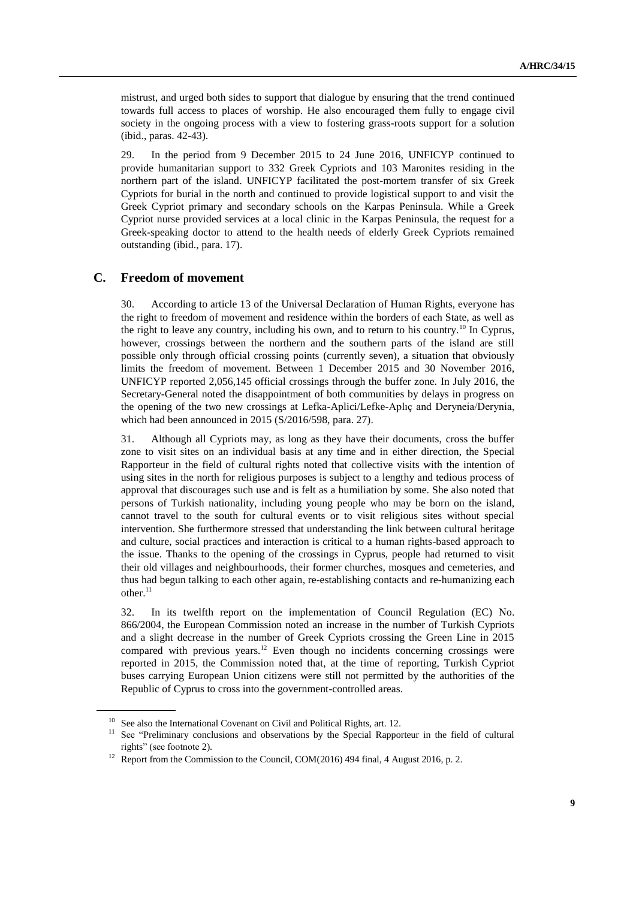mistrust, and urged both sides to support that dialogue by ensuring that the trend continued towards full access to places of worship. He also encouraged them fully to engage civil society in the ongoing process with a view to fostering grass-roots support for a solution (ibid., paras. 42-43).

29. In the period from 9 December 2015 to 24 June 2016, UNFICYP continued to provide humanitarian support to 332 Greek Cypriots and 103 Maronites residing in the northern part of the island. UNFICYP facilitated the post-mortem transfer of six Greek Cypriots for burial in the north and continued to provide logistical support to and visit the Greek Cypriot primary and secondary schools on the Karpas Peninsula. While a Greek Cypriot nurse provided services at a local clinic in the Karpas Peninsula, the request for a Greek-speaking doctor to attend to the health needs of elderly Greek Cypriots remained outstanding (ibid., para. 17).

## C. Freedom of movement

30. According to article 13 of the Universal Declaration of Human Rights, everyone has the right to freedom of movement and residence within the borders of each State, as well as the right to leave any country, including his own, and to return to his country.[10] In Cyprus, however, crossings between the northern and the southern parts of the island are still possible only through official crossing points (currently seven), a situation that obviously limits the freedom of movement. Between 1 December 2015 and 30 November 2016, UNFICYP reported 2,056,145 official crossings through the buffer zone. In July 2016, the Secretary-General noted the disappointment of both communities by delays in progress on the opening of the two new crossings at Lefka-Aplici/Lefke-Aplıç and Deryneia/Derynia, which had been announced in 2015 (S/2016/598, para. 27).

31. Although all Cypriots may, as long as they have their documents, cross the buffer zone to visit sites on an individual basis at any time and in either direction, the Special Rapporteur in the field of cultural rights noted that collective visits with the intention of using sites in the north for religious purposes is subject to a lengthy and tedious process of approval that discourages such use and is felt as a humiliation by some. She also noted that persons of Turkish nationality, including young people who may be born on the island, cannot travel to the south for cultural events or to visit religious sites without special intervention. She furthermore stressed that understanding the link between cultural heritage and culture, social practices and interaction is critical to a human rights-based approach to the issue. Thanks to the opening of the crossings in Cyprus, people had returned to visit their old villages and neighbourhoods, their former churches, mosques and cemeteries, and thus had begun talking to each other again, re-establishing contacts and re-humanizing each other.[11]

32. In its twelfth report on the implementation of Council Regulation (EC) No. 866/2004, the European Commission noted an increase in the number of Turkish Cypriots and a slight decrease in the number of Greek Cypriots crossing the Green Line in 2015 compared with previous years.[12] Even though no incidents concerning crossings were reported in 2015, the Commission noted that, at the time of reporting, Turkish Cypriot buses carrying European Union citizens were still not permitted by the authorities of the Republic of Cyprus to cross into the government-controlled areas.

---

[10] See also the International Covenant on Civil and Political Rights, art. 12.

[11] See "Preliminary conclusions and observations by the Special Rapporteur in the field of cultural rights" (see footnote 2).

[12] Report from the Commission to the Council, COM(2016) 494 final, 4 August 2016, p. 2.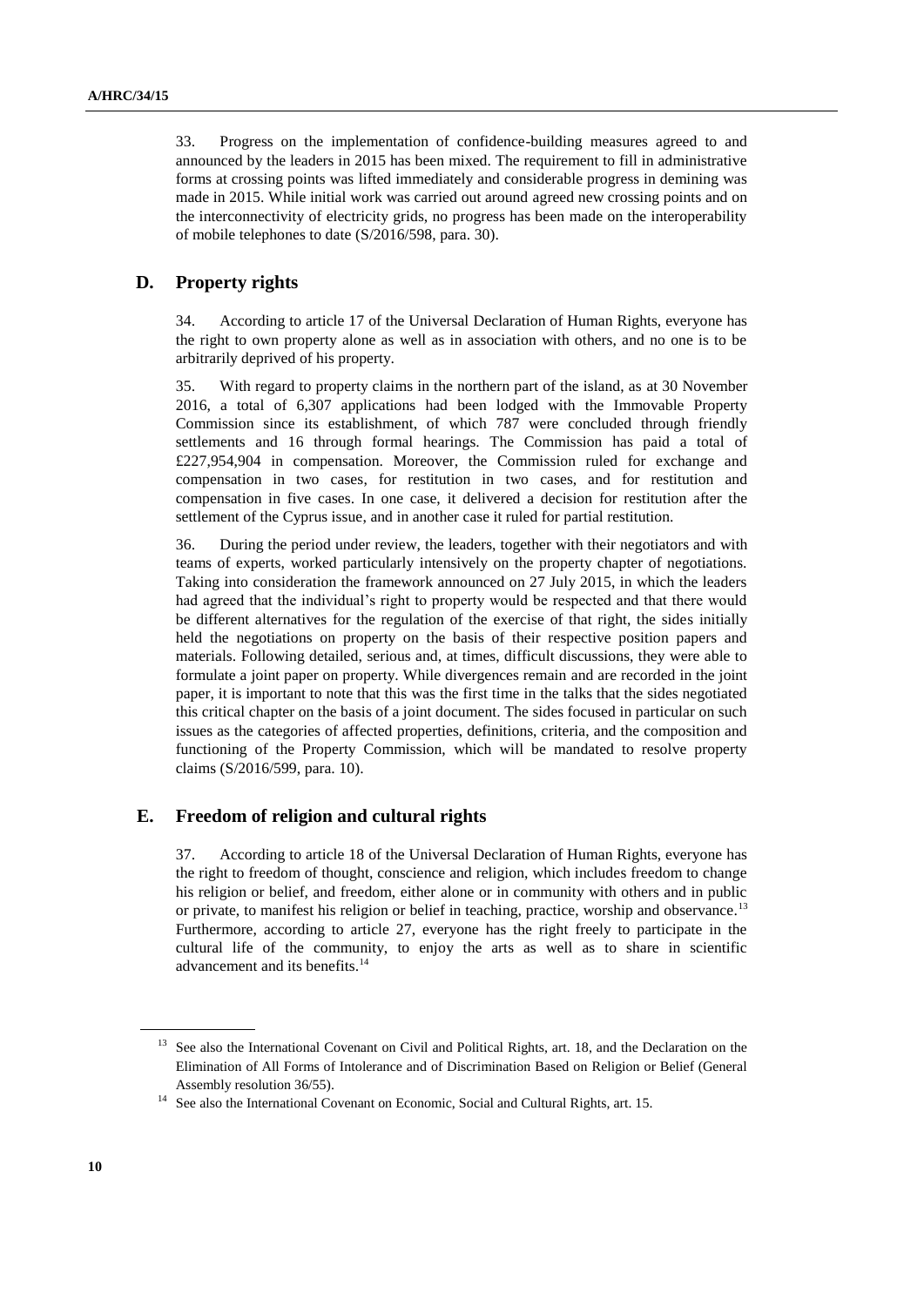33. Progress on the implementation of confidence-building measures agreed to and announced by the leaders in 2015 has been mixed. The requirement to fill in administrative forms at crossing points was lifted immediately and considerable progress in demining was made in 2015. While initial work was carried out around agreed new crossing points and on the interconnectivity of electricity grids, no progress has been made on the interoperability of mobile telephones to date (S/2016/598, para. 30).

## D. Property rights

34. According to article 17 of the Universal Declaration of Human Rights, everyone has the right to own property alone as well as in association with others, and no one is to be arbitrarily deprived of his property.

35. With regard to property claims in the northern part of the island, as at 30 November 2016, a total of 6,307 applications had been lodged with the Immovable Property Commission since its establishment, of which 787 were concluded through friendly settlements and 16 through formal hearings. The Commission has paid a total of £227,954,904 in compensation. Moreover, the Commission ruled for exchange and compensation in two cases, for restitution in two cases, and for restitution and compensation in five cases. In one case, it delivered a decision for restitution after the settlement of the Cyprus issue, and in another case it ruled for partial restitution.

36. During the period under review, the leaders, together with their negotiators and with teams of experts, worked particularly intensively on the property chapter of negotiations. Taking into consideration the framework announced on 27 July 2015, in which the leaders had agreed that the individual's right to property would be respected and that there would be different alternatives for the regulation of the exercise of that right, the sides initially held the negotiations on property on the basis of their respective position papers and materials. Following detailed, serious and, at times, difficult discussions, they were able to formulate a joint paper on property. While divergences remain and are recorded in the joint paper, it is important to note that this was the first time in the talks that the sides negotiated this critical chapter on the basis of a joint document. The sides focused in particular on such issues as the categories of affected properties, definitions, criteria, and the composition and functioning of the Property Commission, which will be mandated to resolve property claims (S/2016/599, para. 10).

## E. Freedom of religion and cultural rights

37. According to article 18 of the Universal Declaration of Human Rights, everyone has the right to freedom of thought, conscience and religion, which includes freedom to change his religion or belief, and freedom, either alone or in community with others and in public or private, to manifest his religion or belief in teaching, practice, worship and observance.[13] Furthermore, according to article 27, everyone has the right freely to participate in the cultural life of the community, to enjoy the arts as well as to share in scientific advancement and its benefits.[14]

---

[13] See also the International Covenant on Civil and Political Rights, art. 18, and the Declaration on the Elimination of All Forms of Intolerance and of Discrimination Based on Religion or Belief (General Assembly resolution 36/55).

[14] See also the International Covenant on Economic, Social and Cultural Rights, art. 15.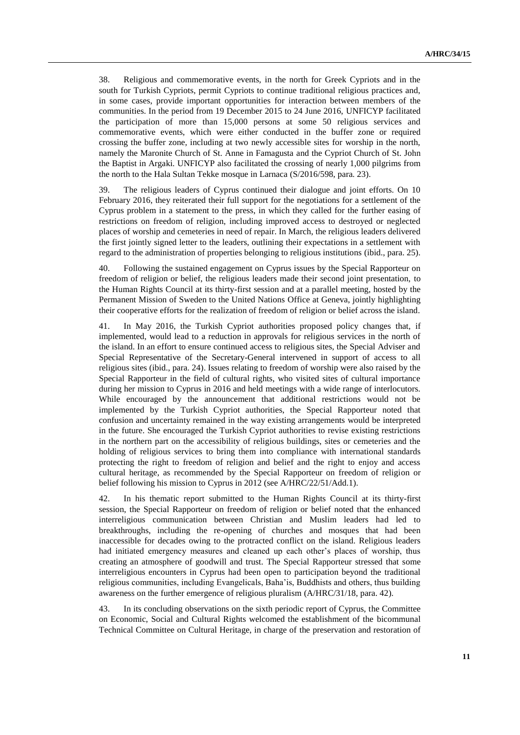38. Religious and commemorative events, in the north for Greek Cypriots and in the south for Turkish Cypriots, permit Cypriots to continue traditional religious practices and, in some cases, provide important opportunities for interaction between members of the communities. In the period from 19 December 2015 to 24 June 2016, UNFICYP facilitated the participation of more than 15,000 persons at some 50 religious services and commemorative events, which were either conducted in the buffer zone or required crossing the buffer zone, including at two newly accessible sites for worship in the north, namely the Maronite Church of St. Anne in Famagusta and the Cypriot Church of St. John the Baptist in Argaki. UNFICYP also facilitated the crossing of nearly 1,000 pilgrims from the north to the Hala Sultan Tekke mosque in Larnaca (S/2016/598, para. 23).

39. The religious leaders of Cyprus continued their dialogue and joint efforts. On 10 February 2016, they reiterated their full support for the negotiations for a settlement of the Cyprus problem in a statement to the press, in which they called for the further easing of restrictions on freedom of religion, including improved access to destroyed or neglected places of worship and cemeteries in need of repair. In March, the religious leaders delivered the first jointly signed letter to the leaders, outlining their expectations in a settlement with regard to the administration of properties belonging to religious institutions (ibid., para. 25).

40. Following the sustained engagement on Cyprus issues by the Special Rapporteur on freedom of religion or belief, the religious leaders made their second joint presentation, to the Human Rights Council at its thirty-first session and at a parallel meeting, hosted by the Permanent Mission of Sweden to the United Nations Office at Geneva, jointly highlighting their cooperative efforts for the realization of freedom of religion or belief across the island.

41. In May 2016, the Turkish Cypriot authorities proposed policy changes that, if implemented, would lead to a reduction in approvals for religious services in the north of the island. In an effort to ensure continued access to religious sites, the Special Adviser and Special Representative of the Secretary-General intervened in support of access to all religious sites (ibid., para. 24). Issues relating to freedom of worship were also raised by the Special Rapporteur in the field of cultural rights, who visited sites of cultural importance during her mission to Cyprus in 2016 and held meetings with a wide range of interlocutors. While encouraged by the announcement that additional restrictions would not be implemented by the Turkish Cypriot authorities, the Special Rapporteur noted that confusion and uncertainty remained in the way existing arrangements would be interpreted in the future. She encouraged the Turkish Cypriot authorities to revise existing restrictions in the northern part on the accessibility of religious buildings, sites or cemeteries and the holding of religious services to bring them into compliance with international standards protecting the right to freedom of religion and belief and the right to enjoy and access cultural heritage, as recommended by the Special Rapporteur on freedom of religion or belief following his mission to Cyprus in 2012 (see A/HRC/22/51/Add.1).

42. In his thematic report submitted to the Human Rights Council at its thirty-first session, the Special Rapporteur on freedom of religion or belief noted that the enhanced interreligious communication between Christian and Muslim leaders had led to breakthroughs, including the re-opening of churches and mosques that had been inaccessible for decades owing to the protracted conflict on the island. Religious leaders had initiated emergency measures and cleaned up each other's places of worship, thus creating an atmosphere of goodwill and trust. The Special Rapporteur stressed that some interreligious encounters in Cyprus had been open to participation beyond the traditional religious communities, including Evangelicals, Baha'is, Buddhists and others, thus building awareness on the further emergence of religious pluralism (A/HRC/31/18, para. 42).

43. In its concluding observations on the sixth periodic report of Cyprus, the Committee on Economic, Social and Cultural Rights welcomed the establishment of the bicommunal Technical Committee on Cultural Heritage, in charge of the preservation and restoration of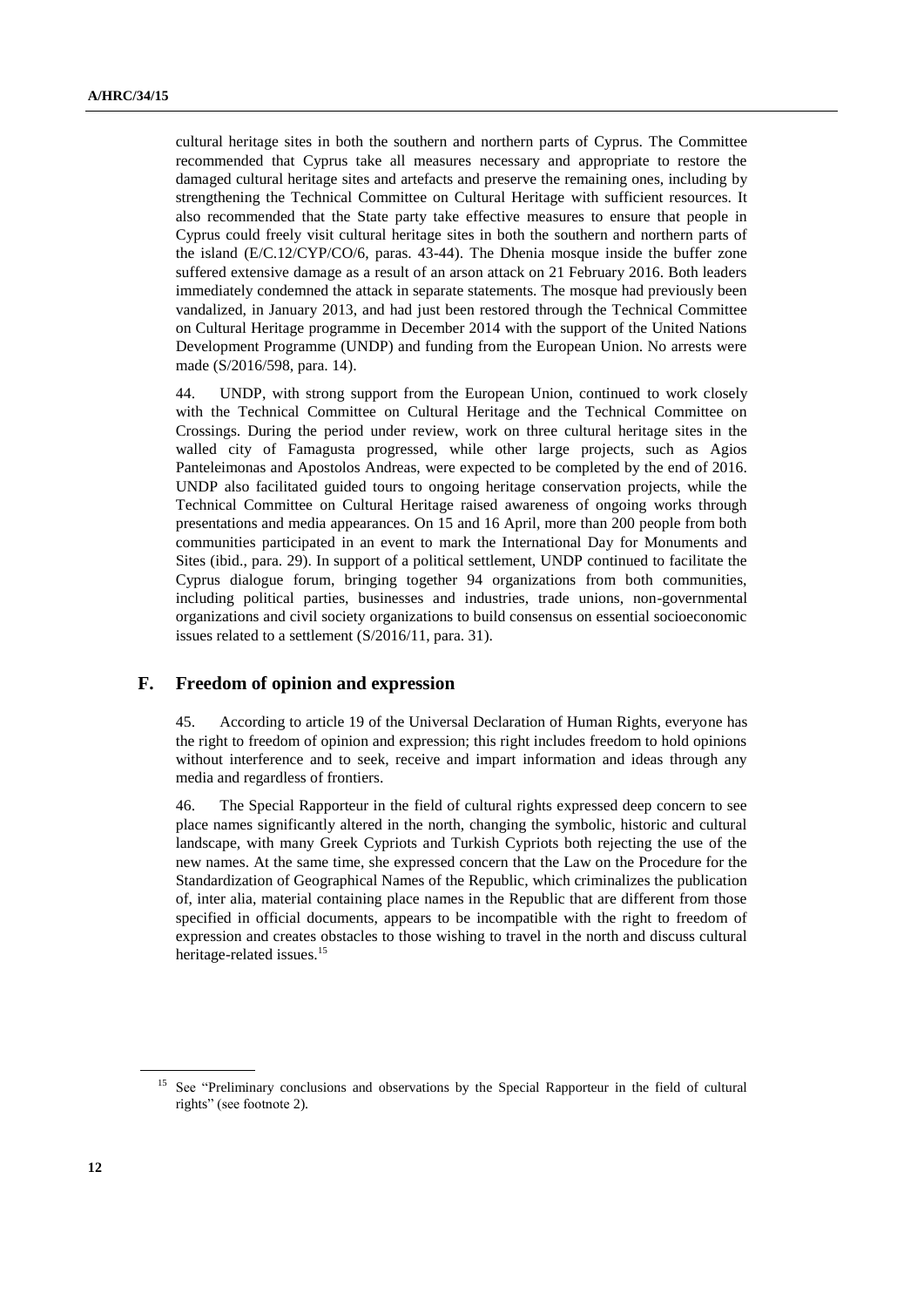cultural heritage sites in both the southern and northern parts of Cyprus. The Committee recommended that Cyprus take all measures necessary and appropriate to restore the damaged cultural heritage sites and artefacts and preserve the remaining ones, including by strengthening the Technical Committee on Cultural Heritage with sufficient resources. It also recommended that the State party take effective measures to ensure that people in Cyprus could freely visit cultural heritage sites in both the southern and northern parts of the island (E/C.12/CYP/CO/6, paras. 43-44). The Dhenia mosque inside the buffer zone suffered extensive damage as a result of an arson attack on 21 February 2016. Both leaders immediately condemned the attack in separate statements. The mosque had previously been vandalized, in January 2013, and had just been restored through the Technical Committee on Cultural Heritage programme in December 2014 with the support of the United Nations Development Programme (UNDP) and funding from the European Union. No arrests were made (S/2016/598, para. 14).

44. UNDP, with strong support from the European Union, continued to work closely with the Technical Committee on Cultural Heritage and the Technical Committee on Crossings. During the period under review, work on three cultural heritage sites in the walled city of Famagusta progressed, while other large projects, such as Agios Panteleimonas and Apostolos Andreas, were expected to be completed by the end of 2016. UNDP also facilitated guided tours to ongoing heritage conservation projects, while the Technical Committee on Cultural Heritage raised awareness of ongoing works through presentations and media appearances. On 15 and 16 April, more than 200 people from both communities participated in an event to mark the International Day for Monuments and Sites (ibid., para. 29). In support of a political settlement, UNDP continued to facilitate the Cyprus dialogue forum, bringing together 94 organizations from both communities, including political parties, businesses and industries, trade unions, non-governmental organizations and civil society organizations to build consensus on essential socioeconomic issues related to a settlement (S/2016/11, para. 31).

## F. Freedom of opinion and expression

45. According to article 19 of the Universal Declaration of Human Rights, everyone has the right to freedom of opinion and expression; this right includes freedom to hold opinions without interference and to seek, receive and impart information and ideas through any media and regardless of frontiers.

46. The Special Rapporteur in the field of cultural rights expressed deep concern to see place names significantly altered in the north, changing the symbolic, historic and cultural landscape, with many Greek Cypriots and Turkish Cypriots both rejecting the use of the new names. At the same time, she expressed concern that the Law on the Procedure for the Standardization of Geographical Names of the Republic, which criminalizes the publication of, inter alia, material containing place names in the Republic that are different from those specified in official documents, appears to be incompatible with the right to freedom of expression and creates obstacles to those wishing to travel in the north and discuss cultural heritage-related issues.[15]

[15] See "Preliminary conclusions and observations by the Special Rapporteur in the field of cultural rights" (see footnote 2).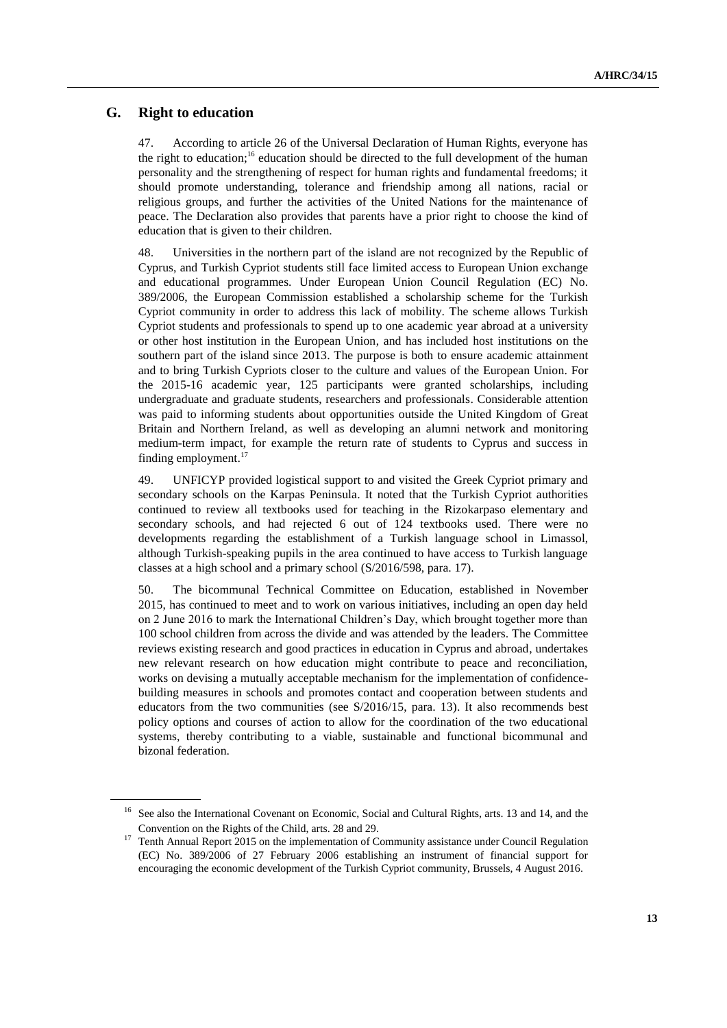## G. Right to education

47. According to article 26 of the Universal Declaration of Human Rights, everyone has the right to education;[16] education should be directed to the full development of the human personality and the strengthening of respect for human rights and fundamental freedoms; it should promote understanding, tolerance and friendship among all nations, racial or religious groups, and further the activities of the United Nations for the maintenance of peace. The Declaration also provides that parents have a prior right to choose the kind of education that is given to their children.

48. Universities in the northern part of the island are not recognized by the Republic of Cyprus, and Turkish Cypriot students still face limited access to European Union exchange and educational programmes. Under European Union Council Regulation (EC) No. 389/2006, the European Commission established a scholarship scheme for the Turkish Cypriot community in order to address this lack of mobility. The scheme allows Turkish Cypriot students and professionals to spend up to one academic year abroad at a university or other host institution in the European Union, and has included host institutions on the southern part of the island since 2013. The purpose is both to ensure academic attainment and to bring Turkish Cypriots closer to the culture and values of the European Union. For the 2015-16 academic year, 125 participants were granted scholarships, including undergraduate and graduate students, researchers and professionals. Considerable attention was paid to informing students about opportunities outside the United Kingdom of Great Britain and Northern Ireland, as well as developing an alumni network and monitoring medium-term impact, for example the return rate of students to Cyprus and success in finding employment.[17]

49. UNFICYP provided logistical support to and visited the Greek Cypriot primary and secondary schools on the Karpas Peninsula. It noted that the Turkish Cypriot authorities continued to review all textbooks used for teaching in the Rizokarpaso elementary and secondary schools, and had rejected 6 out of 124 textbooks used. There were no developments regarding the establishment of a Turkish language school in Limassol, although Turkish-speaking pupils in the area continued to have access to Turkish language classes at a high school and a primary school (S/2016/598, para. 17).

50. The bicommunal Technical Committee on Education, established in November 2015, has continued to meet and to work on various initiatives, including an open day held on 2 June 2016 to mark the International Children's Day, which brought together more than 100 school children from across the divide and was attended by the leaders. The Committee reviews existing research and good practices in education in Cyprus and abroad, undertakes new relevant research on how education might contribute to peace and reconciliation, works on devising a mutually acceptable mechanism for the implementation of confidence-building measures in schools and promotes contact and cooperation between students and educators from the two communities (see S/2016/15, para. 13). It also recommends best policy options and courses of action to allow for the coordination of the two educational systems, thereby contributing to a viable, sustainable and functional bicommunal and bizonal federation.

---

[16] See also the International Covenant on Economic, Social and Cultural Rights, arts. 13 and 14, and the Convention on the Rights of the Child, arts. 28 and 29.

[17] Tenth Annual Report 2015 on the implementation of Community assistance under Council Regulation (EC) No. 389/2006 of 27 February 2006 establishing an instrument of financial support for encouraging the economic development of the Turkish Cypriot community, Brussels, 4 August 2016.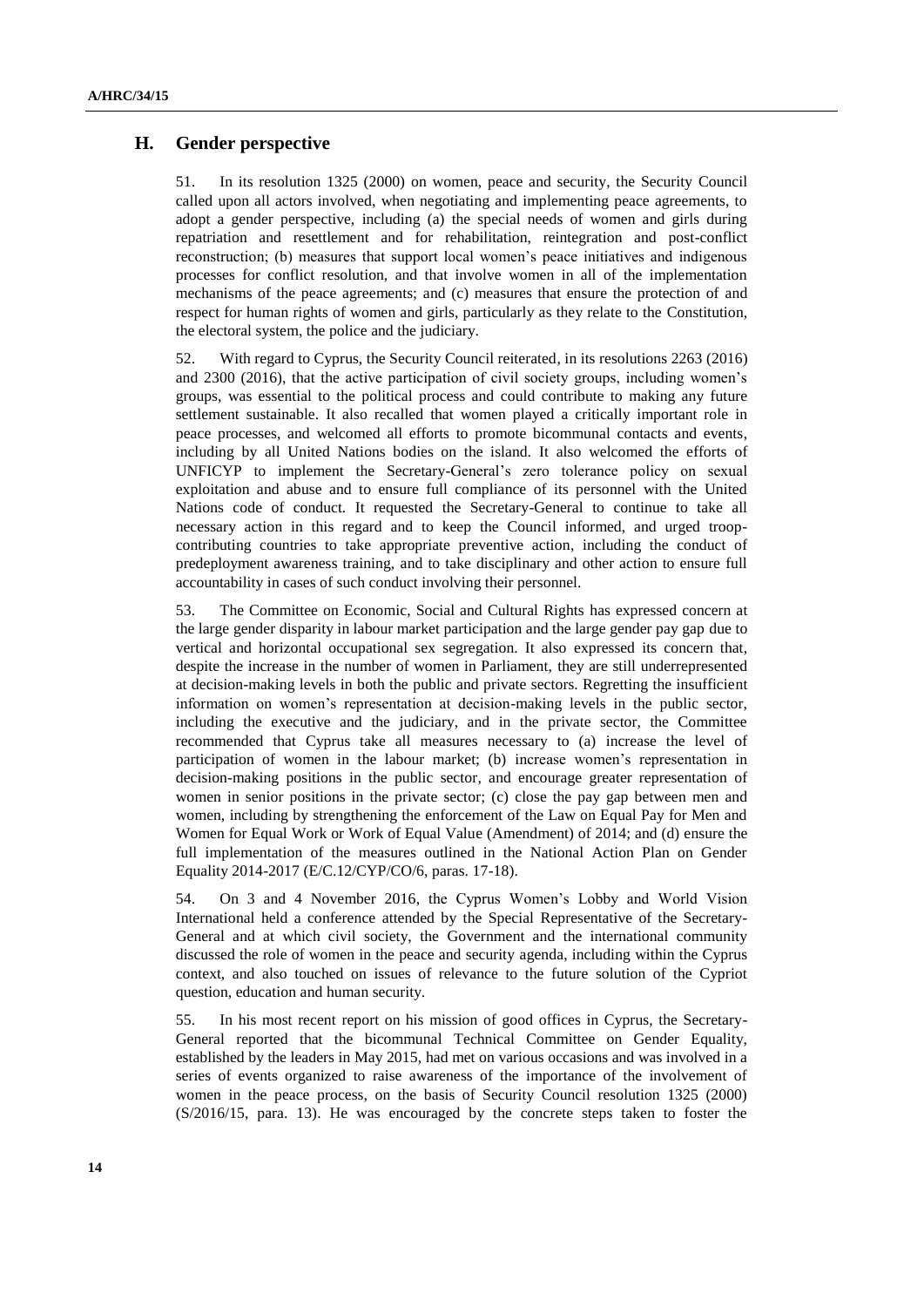## H. Gender perspective

51. In its resolution 1325 (2000) on women, peace and security, the Security Council called upon all actors involved, when negotiating and implementing peace agreements, to adopt a gender perspective, including (a) the special needs of women and girls during repatriation and resettlement and for rehabilitation, reintegration and post-conflict reconstruction; (b) measures that support local women's peace initiatives and indigenous processes for conflict resolution, and that involve women in all of the implementation mechanisms of the peace agreements; and (c) measures that ensure the protection of and respect for human rights of women and girls, particularly as they relate to the Constitution, the electoral system, the police and the judiciary.

52. With regard to Cyprus, the Security Council reiterated, in its resolutions 2263 (2016) and 2300 (2016), that the active participation of civil society groups, including women's groups, was essential to the political process and could contribute to making any future settlement sustainable. It also recalled that women played a critically important role in peace processes, and welcomed all efforts to promote bicommunal contacts and events, including by all United Nations bodies on the island. It also welcomed the efforts of UNFICYP to implement the Secretary-General's zero tolerance policy on sexual exploitation and abuse and to ensure full compliance of its personnel with the United Nations code of conduct. It requested the Secretary-General to continue to take all necessary action in this regard and to keep the Council informed, and urged troop-contributing countries to take appropriate preventive action, including the conduct of predeployment awareness training, and to take disciplinary and other action to ensure full accountability in cases of such conduct involving their personnel.

53. The Committee on Economic, Social and Cultural Rights has expressed concern at the large gender disparity in labour market participation and the large gender pay gap due to vertical and horizontal occupational sex segregation. It also expressed its concern that, despite the increase in the number of women in Parliament, they are still underrepresented at decision-making levels in both the public and private sectors. Regretting the insufficient information on women's representation at decision-making levels in the public sector, including the executive and the judiciary, and in the private sector, the Committee recommended that Cyprus take all measures necessary to (a) increase the level of participation of women in the labour market; (b) increase women's representation in decision-making positions in the public sector, and encourage greater representation of women in senior positions in the private sector; (c) close the pay gap between men and women, including by strengthening the enforcement of the Law on Equal Pay for Men and Women for Equal Work or Work of Equal Value (Amendment) of 2014; and (d) ensure the full implementation of the measures outlined in the National Action Plan on Gender Equality 2014-2017 (E/C.12/CYP/CO/6, paras. 17-18).

54. On 3 and 4 November 2016, the Cyprus Women's Lobby and World Vision International held a conference attended by the Special Representative of the Secretary-General and at which civil society, the Government and the international community discussed the role of women in the peace and security agenda, including within the Cyprus context, and also touched on issues of relevance to the future solution of the Cypriot question, education and human security.

55. In his most recent report on his mission of good offices in Cyprus, the Secretary-General reported that the bicommunal Technical Committee on Gender Equality, established by the leaders in May 2015, had met on various occasions and was involved in a series of events organized to raise awareness of the importance of the involvement of women in the peace process, on the basis of Security Council resolution 1325 (2000) (S/2016/15, para. 13). He was encouraged by the concrete steps taken to foster the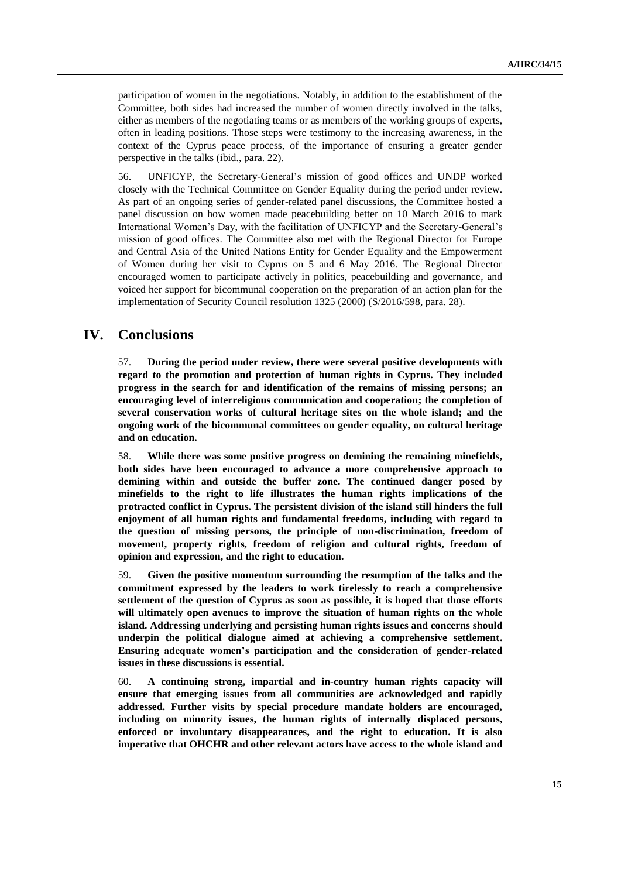participation of women in the negotiations. Notably, in addition to the establishment of the Committee, both sides had increased the number of women directly involved in the talks, either as members of the negotiating teams or as members of the working groups of experts, often in leading positions. Those steps were testimony to the increasing awareness, in the context of the Cyprus peace process, of the importance of ensuring a greater gender perspective in the talks (ibid., para. 22).

56. UNFICYP, the Secretary-General's mission of good offices and UNDP worked closely with the Technical Committee on Gender Equality during the period under review. As part of an ongoing series of gender-related panel discussions, the Committee hosted a panel discussion on how women made peacebuilding better on 10 March 2016 to mark International Women's Day, with the facilitation of UNFICYP and the Secretary-General's mission of good offices. The Committee also met with the Regional Director for Europe and Central Asia of the United Nations Entity for Gender Equality and the Empowerment of Women during her visit to Cyprus on 5 and 6 May 2016. The Regional Director encouraged women to participate actively in politics, peacebuilding and governance, and voiced her support for bicommunal cooperation on the preparation of an action plan for the implementation of Security Council resolution 1325 (2000) (S/2016/598, para. 28).

# IV. Conclusions

57. **During the period under review, there were several positive developments with regard to the promotion and protection of human rights in Cyprus. They included progress in the search for and identification of the remains of missing persons; an encouraging level of interreligious communication and cooperation; the completion of several conservation works of cultural heritage sites on the whole island; and the ongoing work of the bicommunal committees on gender equality, on cultural heritage and on education.**

58. **While there was some positive progress on demining the remaining minefields, both sides have been encouraged to advance a more comprehensive approach to demining within and outside the buffer zone. The continued danger posed by minefields to the right to life illustrates the human rights implications of the protracted conflict in Cyprus. The persistent division of the island still hinders the full enjoyment of all human rights and fundamental freedoms, including with regard to the question of missing persons, the principle of non-discrimination, freedom of movement, property rights, freedom of religion and cultural rights, freedom of opinion and expression, and the right to education.**

59. **Given the positive momentum surrounding the resumption of the talks and the commitment expressed by the leaders to work tirelessly to reach a comprehensive settlement of the question of Cyprus as soon as possible, it is hoped that those efforts will ultimately open avenues to improve the situation of human rights on the whole island. Addressing underlying and persisting human rights issues and concerns should underpin the political dialogue aimed at achieving a comprehensive settlement. Ensuring adequate women's participation and the consideration of gender-related issues in these discussions is essential.**

60. **A continuing strong, impartial and in-country human rights capacity will ensure that emerging issues from all communities are acknowledged and rapidly addressed. Further visits by special procedure mandate holders are encouraged, including on minority issues, the human rights of internally displaced persons, enforced or involuntary disappearances, and the right to education. It is also imperative that OHCHR and other relevant actors have access to the whole island and**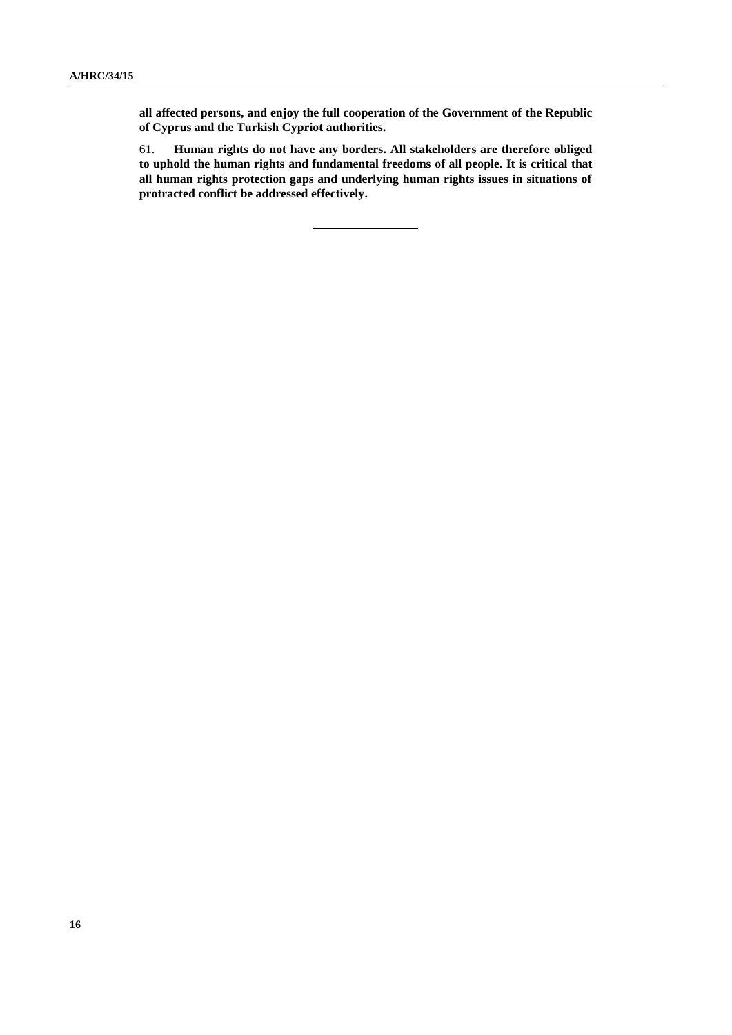**all affected persons, and enjoy the full cooperation of the Government of the Republic of Cyprus and the Turkish Cypriot authorities.**

61. **Human rights do not have any borders. All stakeholders are therefore obliged to uphold the human rights and fundamental freedoms of all people. It is critical that all human rights protection gaps and underlying human rights issues in situations of protracted conflict be addressed effectively.**